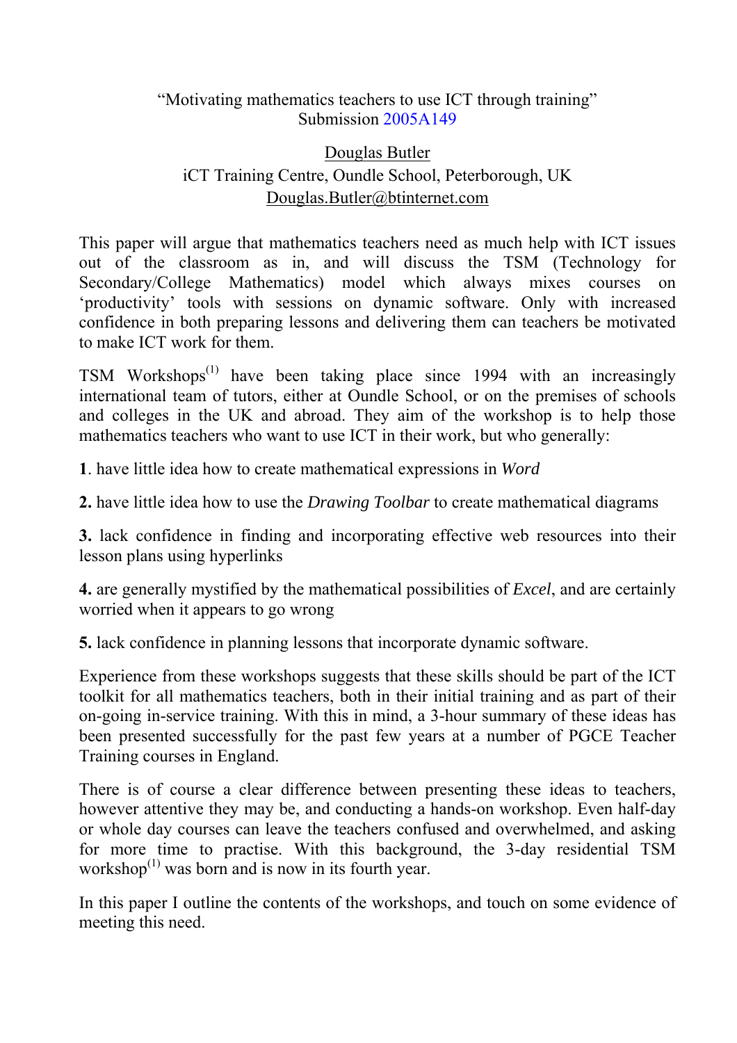# "Motivating mathematics teachers to use ICT through training"

Submission 2005A149

Douglas Butler

iCT Training Centre, Oundle School, Peterborough, UK

Douglas.Butler@btinternet.com

This paper will argue that mathematics teachers need as much help with ICT issues out of the classroom as in, and will discuss the TSM (Technology for Secondary/College Mathematics) model which always mixes courses on 'productivity' tools with sessions on dynamic software. Only with increased confidence in both preparing lessons and delivering them can teachers be motivated to make ICT work for them.

TSM Workshops[(1)] have been taking place since 1994 with an increasingly international team of tutors, either at Oundle School, or on the premises of schools and colleges in the UK and abroad. They aim of the workshop is to help those mathematics teachers who want to use ICT in their work, but who generally:

**1**. have little idea how to create mathematical expressions in *Word*

**2.** have little idea how to use the *Drawing Toolbar* to create mathematical diagrams

**3.** lack confidence in finding and incorporating effective web resources into their lesson plans using hyperlinks

**4.** are generally mystified by the mathematical possibilities of *Excel*, and are certainly worried when it appears to go wrong

**5.** lack confidence in planning lessons that incorporate dynamic software.

Experience from these workshops suggests that these skills should be part of the ICT toolkit for all mathematics teachers, both in their initial training and as part of their on-going in-service training. With this in mind, a 3-hour summary of these ideas has been presented successfully for the past few years at a number of PGCE Teacher Training courses in England.

There is of course a clear difference between presenting these ideas to teachers, however attentive they may be, and conducting a hands-on workshop. Even half-day or whole day courses can leave the teachers confused and overwhelmed, and asking for more time to practise. With this background, the 3-day residential TSM workshop[(1)] was born and is now in its fourth year.

In this paper I outline the contents of the workshops, and touch on some evidence of meeting this need.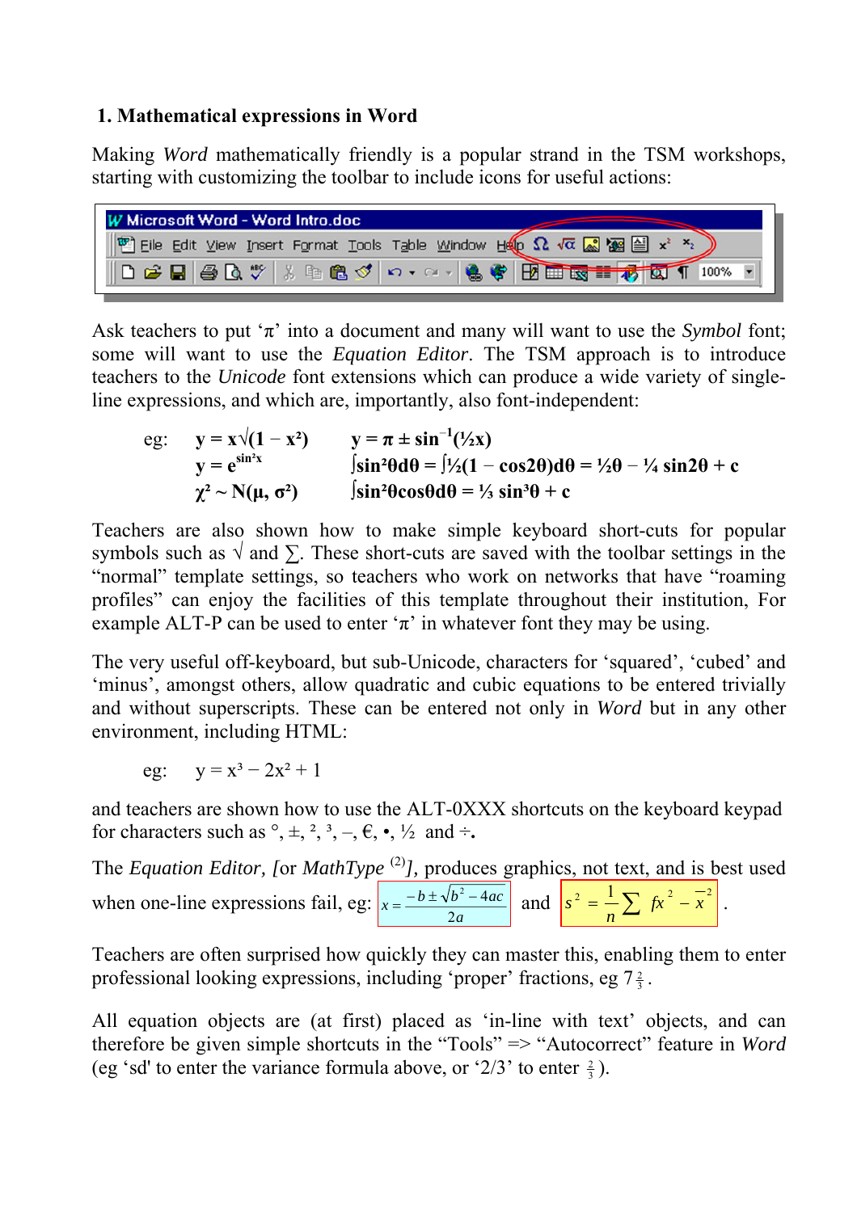## 1. Mathematical expressions in Word

Making *Word* mathematically friendly is a popular strand in the TSM workshops, starting with customizing the toolbar to include icons for useful actions:

Ask teachers to put 'π' into a document and many will want to use the *Symbol* font; some will want to use the *Equation Editor*. The TSM approach is to introduce teachers to the *Unicode* font extensions which can produce a wide variety of single-line expressions, and which are, importantly, also font-independent:

eg: $\mathbf{y = x\sqrt{(1 - x^2)}}$ $\mathbf{y = \pi \pm \sin^{-1}(\frac{1}{2}x)}$

$\mathbf{y = e^{\sin^2 x}}$ $\mathbf{\int \sin^2\theta d\theta = \int \frac{1}{2}(1 - \cos 2\theta) d\theta = \frac{1}{2}\theta - \frac{1}{4}\sin 2\theta + c}$

$\mathbf{\chi^2 \sim N(\mu, \sigma^2)}$ $\mathbf{\int \sin^2\theta \cos\theta d\theta = \frac{1}{3}\sin^3\theta + c}$

Teachers are also shown how to make simple keyboard short-cuts for popular symbols such as √ and ∑. These short-cuts are saved with the toolbar settings in the "normal" template settings, so teachers who work on networks that have "roaming profiles" can enjoy the facilities of this template throughout their institution, For example ALT-P can be used to enter 'π' in whatever font they may be using.

The very useful off-keyboard, but sub-Unicode, characters for 'squared', 'cubed' and 'minus', amongst others, allow quadratic and cubic equations to be entered trivially and without superscripts. These can be entered not only in *Word* but in any other environment, including HTML:

eg: $y = x^3 - 2x^2 + 1$

and teachers are shown how to use the ALT-0XXX shortcuts on the keyboard keypad for characters such as °, ±, ², ³, –, €, •, ½ and ÷.

The *Equation Editor*, [or *MathType* [(2)]], produces graphics, not text, and is best used when one-line expressions fail, eg: $x = \dfrac{-b \pm \sqrt{b^2 - 4ac}}{2a}$ and $s^2 = \dfrac{1}{n}\sum fx^2 - \overline{x}^2$.

Teachers are often surprised how quickly they can master this, enabling them to enter professional looking expressions, including 'proper' fractions, eg $7\frac{2}{3}$.

All equation objects are (at first) placed as 'in-line with text' objects, and can therefore be given simple shortcuts in the "Tools" => "Autocorrect" feature in *Word* (eg 'sd' to enter the variance formula above, or '2/3' to enter $\frac{2}{3}$).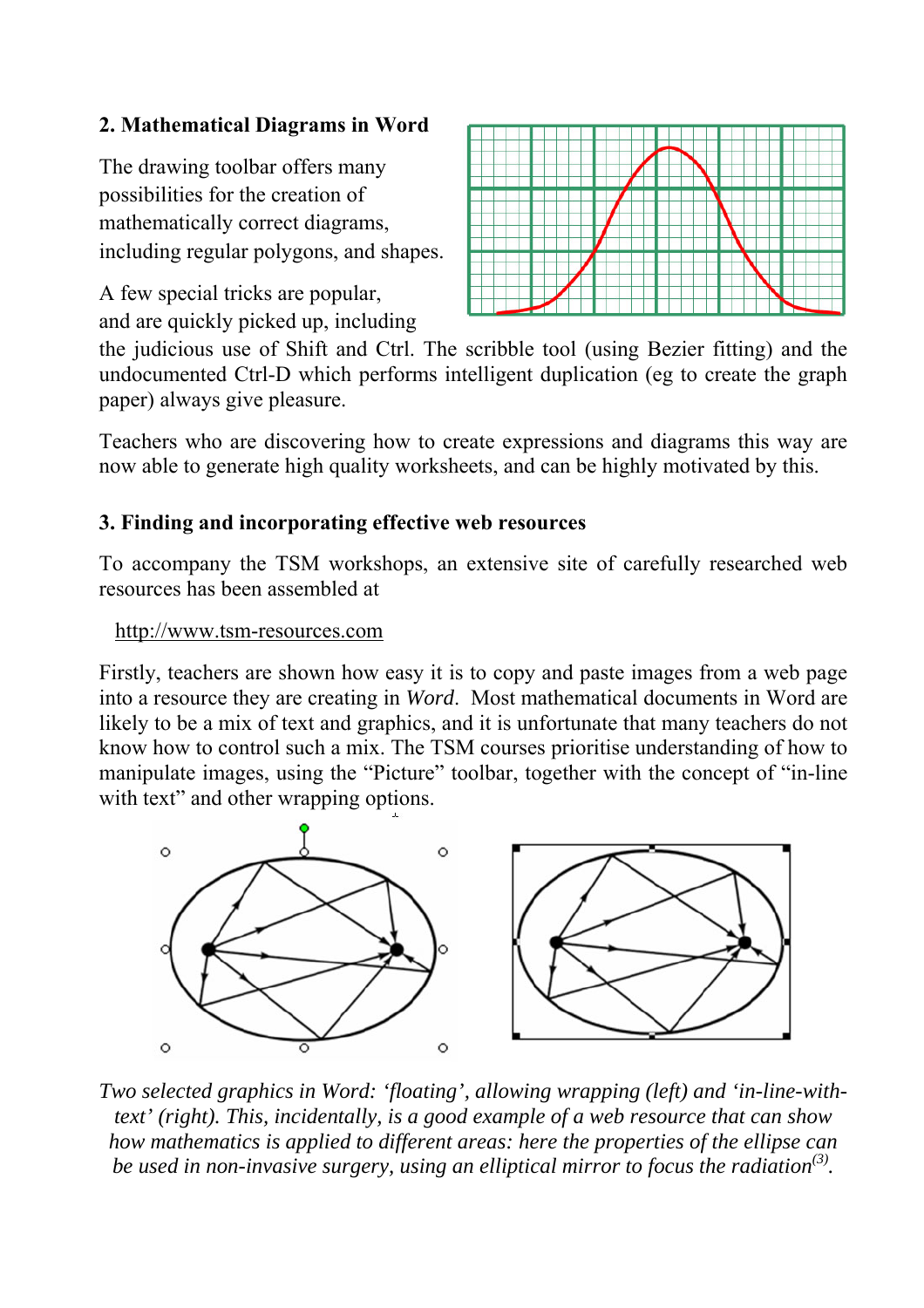## 2. Mathematical Diagrams in Word

The drawing toolbar offers many possibilities for the creation of mathematically correct diagrams, including regular polygons, and shapes.

A few special tricks are popular, and are quickly picked up, including the judicious use of Shift and Ctrl. The scribble tool (using Bezier fitting) and the undocumented Ctrl-D which performs intelligent duplication (eg to create the graph paper) always give pleasure.

Teachers who are discovering how to create expressions and diagrams this way are now able to generate high quality worksheets, and can be highly motivated by this.

## 3. Finding and incorporating effective web resources

To accompany the TSM workshops, an extensive site of carefully researched web resources has been assembled at

http://www.tsm-resources.com

Firstly, teachers are shown how easy it is to copy and paste images from a web page into a resource they are creating in *Word*. Most mathematical documents in Word are likely to be a mix of text and graphics, and it is unfortunate that many teachers do not know how to control such a mix. The TSM courses prioritise understanding of how to manipulate images, using the "Picture" toolbar, together with the concept of "in-line with text" and other wrapping options.

*Two selected graphics in Word: 'floating', allowing wrapping (left) and 'in-line-with-text' (right). This, incidentally, is a good example of a web resource that can show how mathematics is applied to different areas: here the properties of the ellipse can be used in non-invasive surgery, using an elliptical mirror to focus the radiation[3].*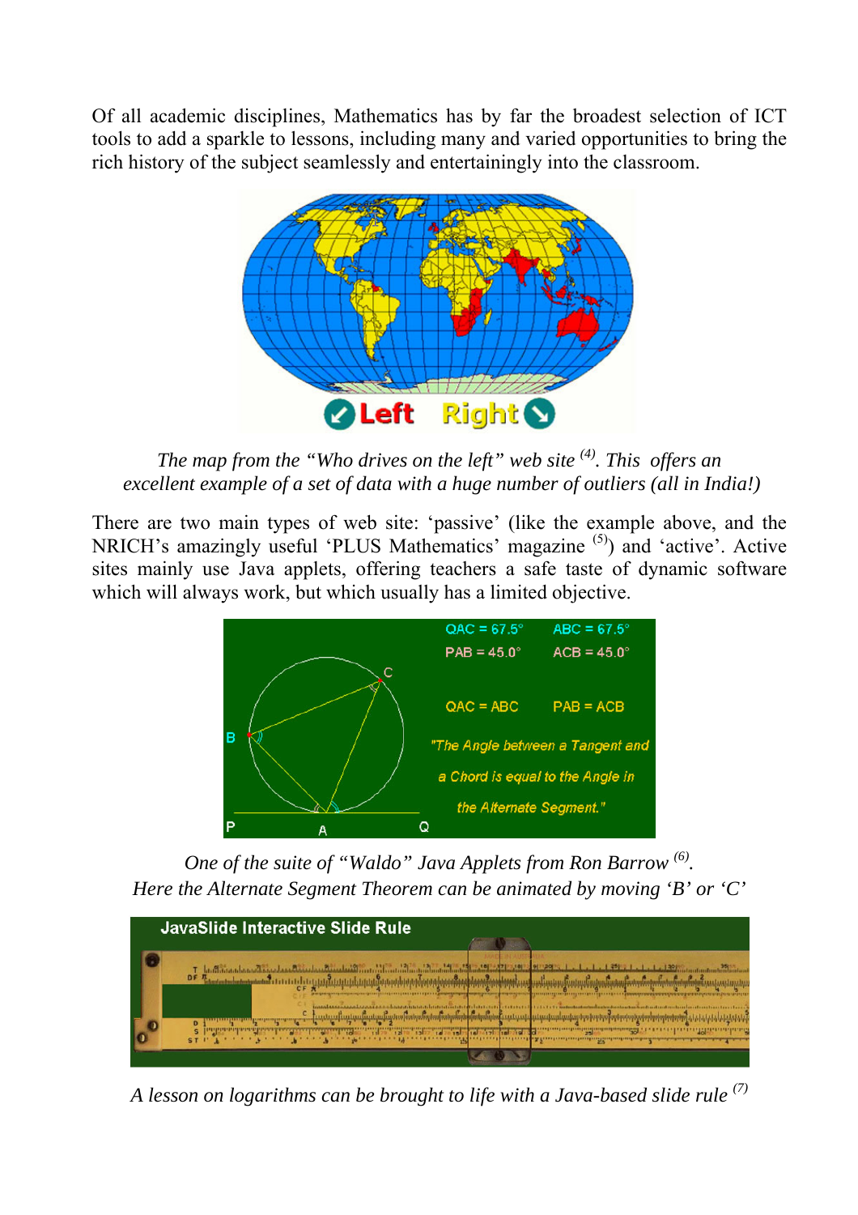Of all academic disciplines, Mathematics has by far the broadest selection of ICT tools to add a sparkle to lessons, including many and varied opportunities to bring the rich history of the subject seamlessly and entertainingly into the classroom.

*The map from the "Who drives on the left" web site [(4)]. This offers an excellent example of a set of data with a huge number of outliers (all in India!)*

There are two main types of web site: 'passive' (like the example above, and the NRICH's amazingly useful 'PLUS Mathematics' magazine [(5)]) and 'active'. Active sites mainly use Java applets, offering teachers a safe taste of dynamic software which will always work, but which usually has a limited objective.

*One of the suite of "Waldo" Java Applets from Ron Barrow [(6)]. Here the Alternate Segment Theorem can be animated by moving 'B' or 'C'*

*A lesson on logarithms can be brought to life with a Java-based slide rule [(7)]*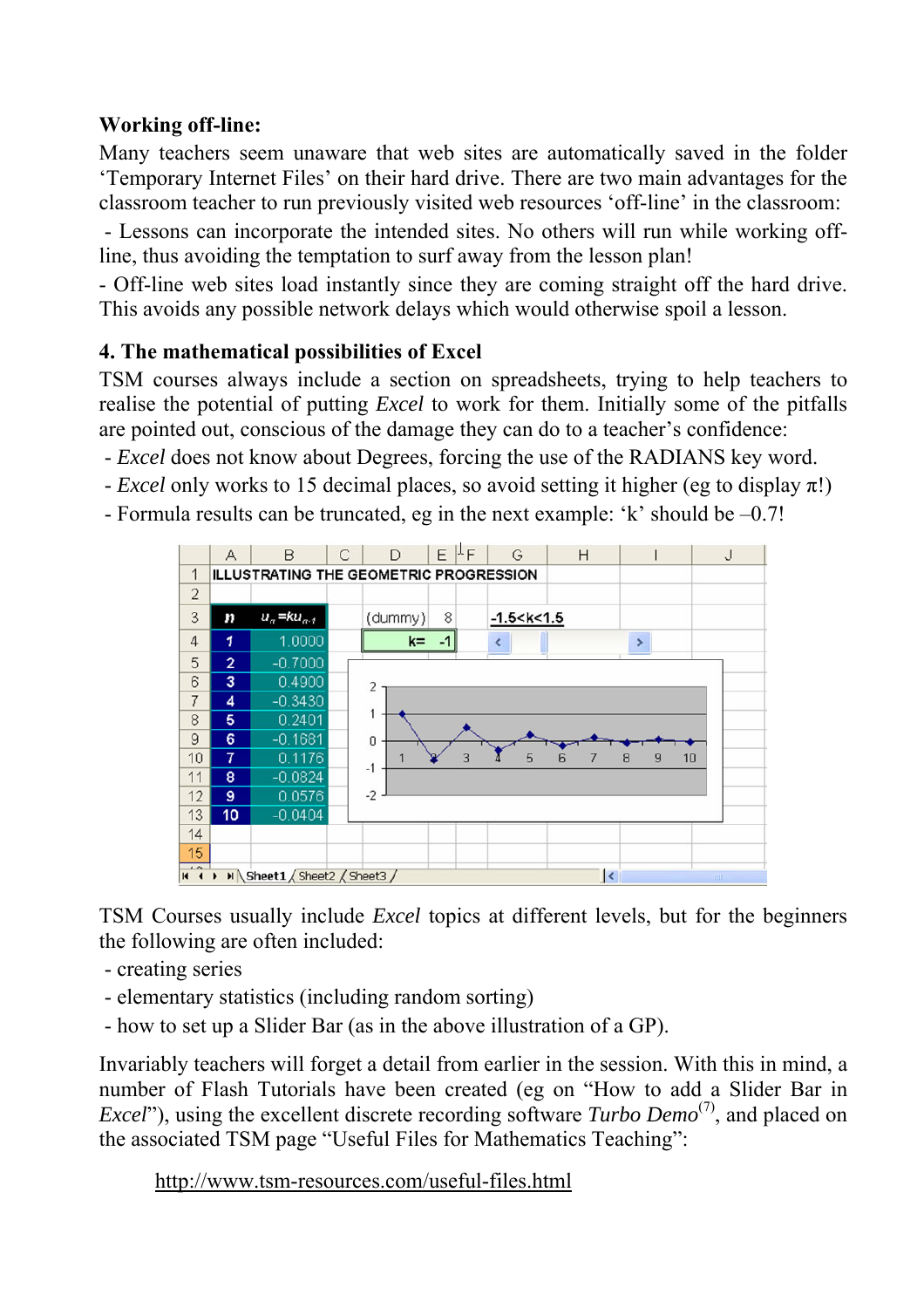**Working off-line:**

Many teachers seem unaware that web sites are automatically saved in the folder 'Temporary Internet Files' on their hard drive. There are two main advantages for the classroom teacher to run previously visited web resources 'off-line' in the classroom:

- Lessons can incorporate the intended sites. No others will run while working off-line, thus avoiding the temptation to surf away from the lesson plan!
- Off-line web sites load instantly since they are coming straight off the hard drive. This avoids any possible network delays which would otherwise spoil a lesson.

## 4. The mathematical possibilities of Excel

TSM courses always include a section on spreadsheets, trying to help teachers to realise the potential of putting *Excel* to work for them. Initially some of the pitfalls are pointed out, conscious of the damage they can do to a teacher's confidence:

- *Excel* does not know about Degrees, forcing the use of the RADIANS key word.
- *Excel* only works to 15 decimal places, so avoid setting it higher (eg to display π!)
- Formula results can be truncated, eg in the next example: 'k' should be –0.7!

ILLUSTRATING THE GEOMETRIC PROGRESSION

(dummy) 8 | $-1.5<k<1.5$ | k= -1

| $n$ | $u_n = ku_{n-1}$ |
|---|---|
| 1 | 1.0000 |
| 2 | -0.7000 |
| 3 | 0.4900 |
| 4 | -0.3430 |
| 5 | 0.2401 |
| 6 | -0.1681 |
| 7 | 0.1176 |
| 8 | -0.0824 |
| 9 | 0.0576 |
| 10 | -0.0404 |

TSM Courses usually include *Excel* topics at different levels, but for the beginners the following are often included:

- creating series
- elementary statistics (including random sorting)
- how to set up a Slider Bar (as in the above illustration of a GP).

Invariably teachers will forget a detail from earlier in the session. With this in mind, a number of Flash Tutorials have been created (eg on "How to add a Slider Bar in *Excel*"), using the excellent discrete recording software *Turbo Demo*[7], and placed on the associated TSM page "Useful Files for Mathematics Teaching":

http://www.tsm-resources.com/useful-files.html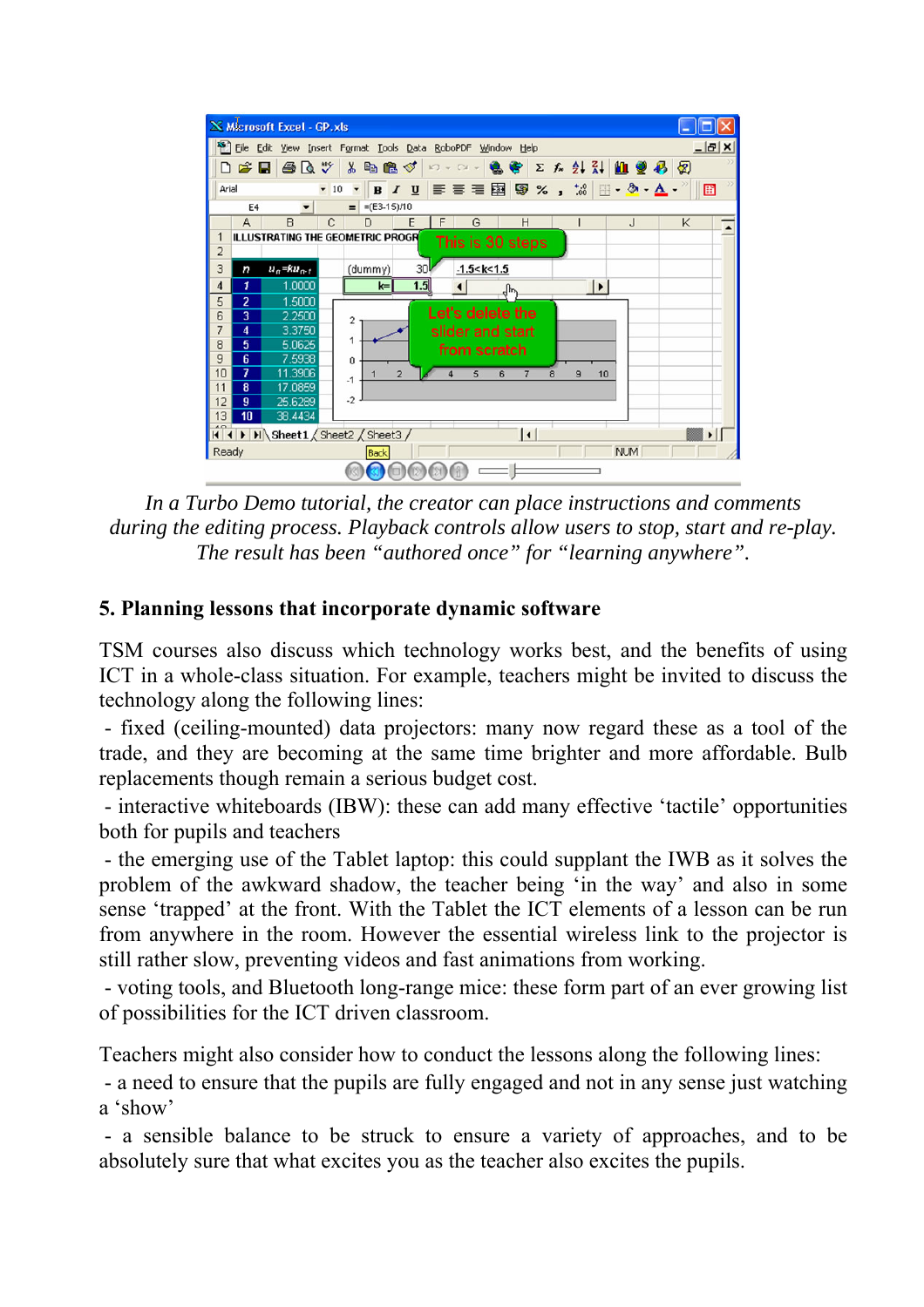*In a Turbo Demo tutorial, the creator can place instructions and comments during the editing process. Playback controls allow users to stop, start and re-play. The result has been "authored once" for "learning anywhere".*

## 5. Planning lessons that incorporate dynamic software

TSM courses also discuss which technology works best, and the benefits of using ICT in a whole-class situation. For example, teachers might be invited to discuss the technology along the following lines:

- fixed (ceiling-mounted) data projectors: many now regard these as a tool of the trade, and they are becoming at the same time brighter and more affordable. Bulb replacements though remain a serious budget cost.
- interactive whiteboards (IBW): these can add many effective 'tactile' opportunities both for pupils and teachers
- the emerging use of the Tablet laptop: this could supplant the IWB as it solves the problem of the awkward shadow, the teacher being 'in the way' and also in some sense 'trapped' at the front. With the Tablet the ICT elements of a lesson can be run from anywhere in the room. However the essential wireless link to the projector is still rather slow, preventing videos and fast animations from working.
- voting tools, and Bluetooth long-range mice: these form part of an ever growing list of possibilities for the ICT driven classroom.

Teachers might also consider how to conduct the lessons along the following lines:

- a need to ensure that the pupils are fully engaged and not in any sense just watching a 'show'
- a sensible balance to be struck to ensure a variety of approaches, and to be absolutely sure that what excites you as the teacher also excites the pupils.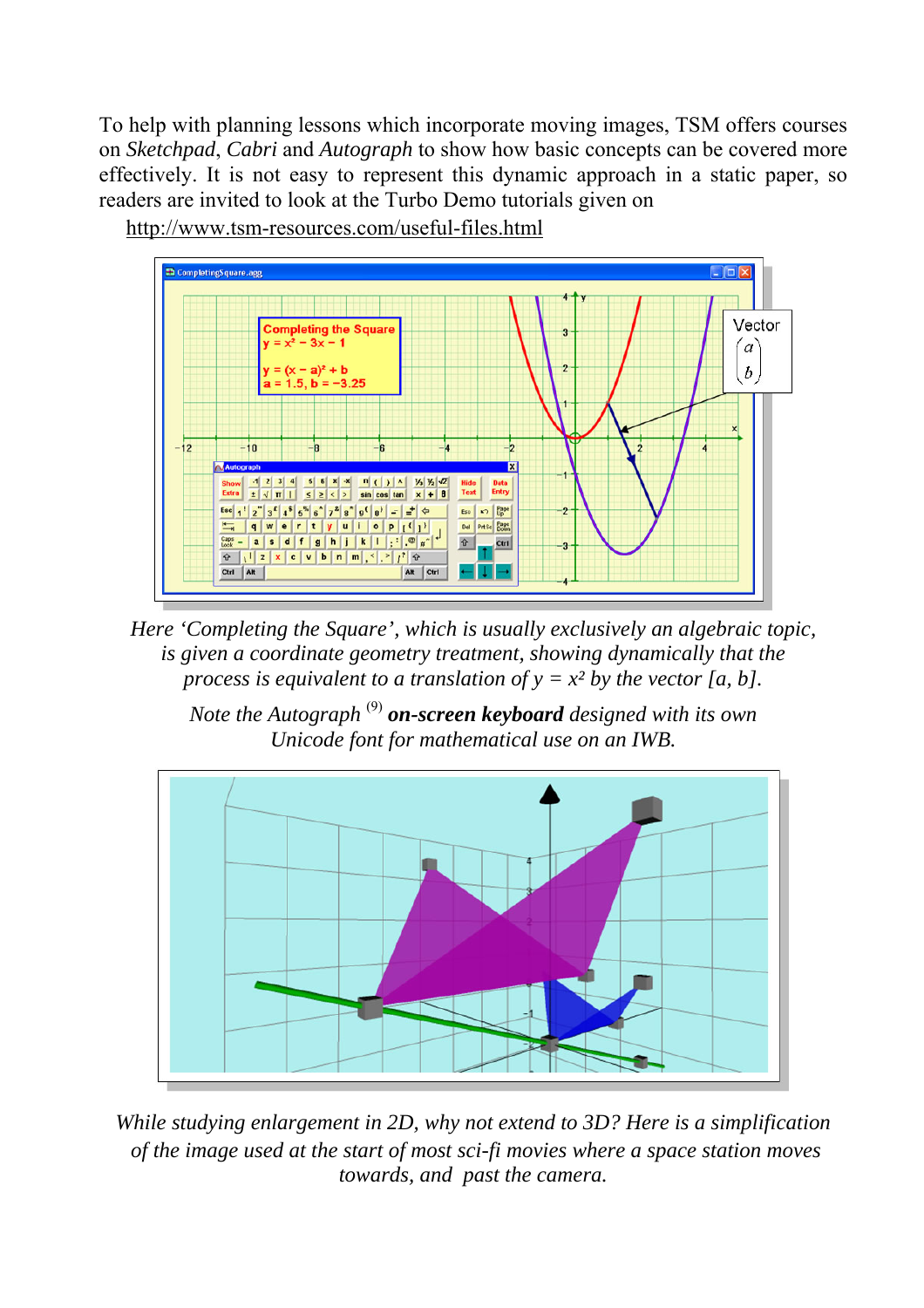To help with planning lessons which incorporate moving images, TSM offers courses on *Sketchpad*, *Cabri* and *Autograph* to show how basic concepts can be covered more effectively. It is not easy to represent this dynamic approach in a static paper, so readers are invited to look at the Turbo Demo tutorials given on

http://www.tsm-resources.com/useful-files.html

*Here 'Completing the Square', which is usually exclusively an algebraic topic, is given a coordinate geometry treatment, showing dynamically that the process is equivalent to a translation of $y = x^2$ by the vector $[a, b]$.*

*Note the Autograph* [9] ***on-screen keyboard*** *designed with its own Unicode font for mathematical use on an IWB.*

*While studying enlargement in 2D, why not extend to 3D? Here is a simplification of the image used at the start of most sci-fi movies where a space station moves towards, and past the camera.*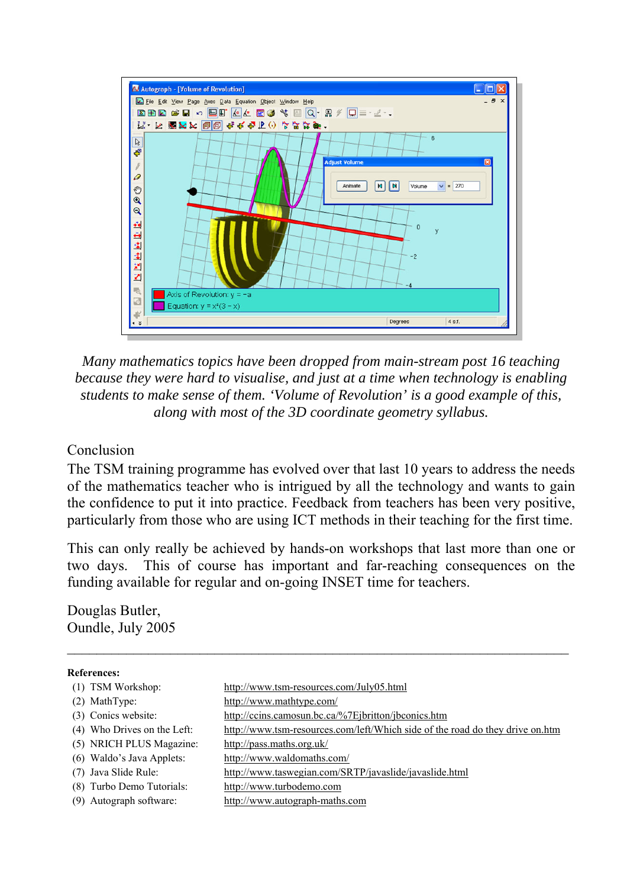*Many mathematics topics have been dropped from main-stream post 16 teaching because they were hard to visualise, and just at a time when technology is enabling students to make sense of them. 'Volume of Revolution' is a good example of this, along with most of the 3D coordinate geometry syllabus.*

## Conclusion

The TSM training programme has evolved over that last 10 years to address the needs of the mathematics teacher who is intrigued by all the technology and wants to gain the confidence to put it into practice. Feedback from teachers has been very positive, particularly from those who are using ICT methods in their teaching for the first time.

This can only really be achieved by hands-on workshops that last more than one or two days. This of course has important and far-reaching consequences on the funding available for regular and on-going INSET time for teachers.

Douglas Butler,
Oundle, July 2005

---

**References:**

| | |
|---|---|
| (1) TSM Workshop: | http://www.tsm-resources.com/July05.html |
| (2) MathType: | http://www.mathtype.com/ |
| (3) Conics website: | http://ccins.camosun.bc.ca/%7Ejbritton/jbconics.htm |
| (4) Who Drives on the Left: | http://www.tsm-resources.com/left/Which side of the road do they drive on.htm |
| (5) NRICH PLUS Magazine: | http://pass.maths.org.uk/ |
| (6) Waldo's Java Applets: | http://www.waldomaths.com/ |
| (7) Java Slide Rule: | http://www.taswegian.com/SRTP/javaslide/javaslide.html |
| (8) Turbo Demo Tutorials: | http://www.turbodemo.com |
| (9) Autograph software: | http://www.autograph-maths.com |